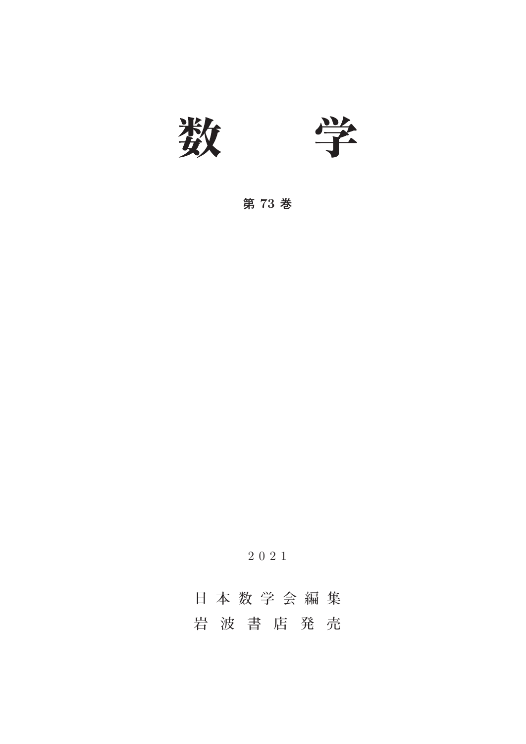# 数　学

**第 73 巻**

2021

日本数学会編集

岩波書店発売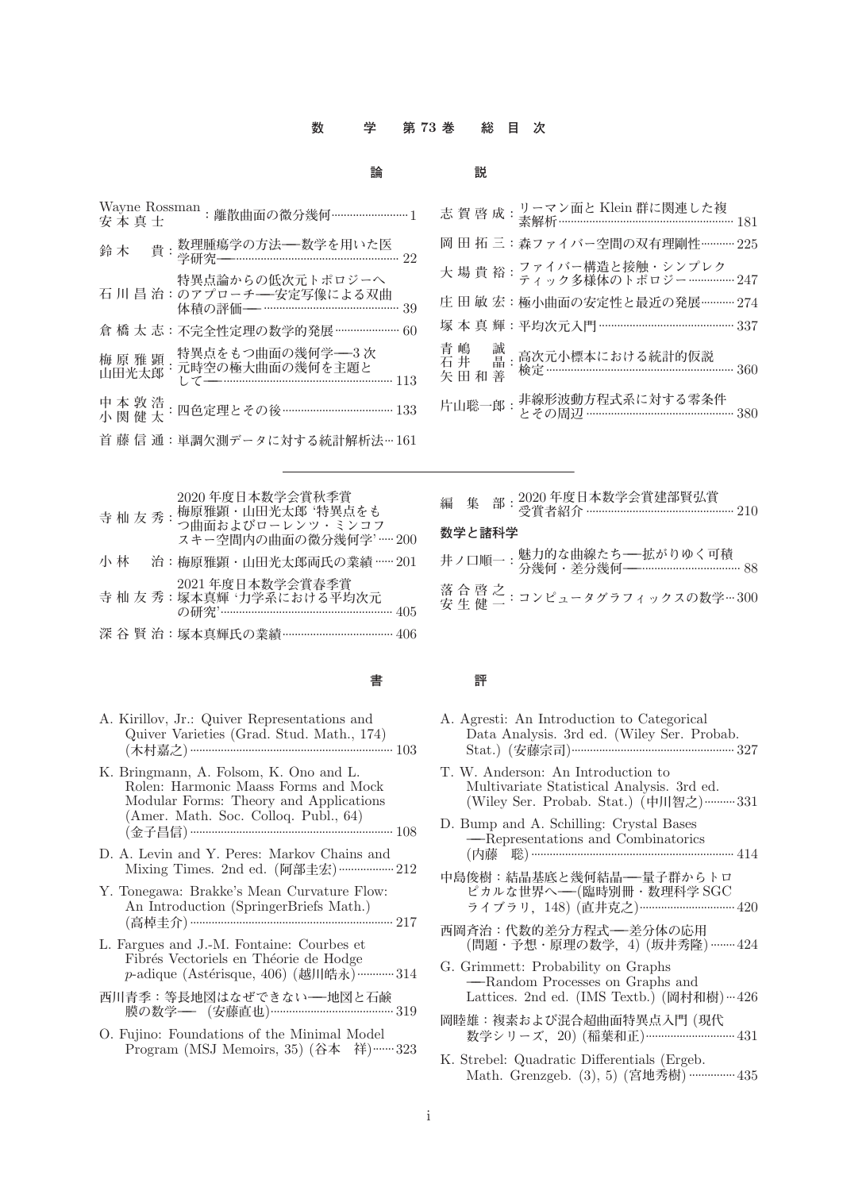# 数　学　第 73 巻　総 目 次

## 論　説

- Wayne Rossman・安本真士：離散曲面の微分幾何……1
- 鈴木　貴：数理腫瘍学の方法―数学を用いた医学研究―……22
- 石川昌治：特異点論からの低次元トポロジーへのアプローチ―安定写像による双曲体積の評価―……39
- 倉橋太志：不完全性定理の数学的発展……60
- 梅原雅顕・山田光太郎：特異点をもつ曲面の幾何学―3 次元時空の極大曲面の幾何を主題として―……113
- 中本敦浩・小関健太：四色定理とその後……133
- 首藤信通：単調欠測データに対する統計解析法……161
- 志賀啓成：リーマン面と Klein 群に関連した複素解析……181
- 岡田拓三：森ファイバー空間の双有理剛性……225
- 大場貴裕：ファイバー構造と接触・シンプレクティック多様体のトポロジー……247
- 庄田敏宏：極小曲面の安定性と最近の発展……274
- 塚本真輝：平均次元入門……337
- 青嶋　誠・石井　晶・矢田和善：高次元小標本における統計的仮説検定……360
- 片山聡一郎：非線形波動方程式系に対する零条件とその周辺……380

---

- 寺杣友秀：2020 年度日本数学会賞秋季賞　梅原雅顕・山田光太郎 '特異点をもつ曲面およびローレンツ・ミンコフスキー空間内の曲面の微分幾何学'……200
- 小林　治：梅原雅顕・山田光太郎両氏の業績……201
- 寺杣友秀：2021 年度日本数学会賞春季賞　塚本真輝 '力学系における平均次元の研究'……405
- 深谷賢治：塚本真輝氏の業績……406
- 編集部：2020 年度日本数学会賞建部賢弘賞受賞者紹介……210

### 数学と諸科学

- 井ノ口順一：魅力的な曲線たち―拡がりゆく可積分幾何・差分幾何―……88
- 落合啓之・安生健一：コンピュータグラフィックスの数学……300

## 書　評

- A. Kirillov, Jr.: Quiver Representations and Quiver Varieties (Grad. Stud. Math., 174) (木村嘉之)……103
- K. Bringmann, A. Folsom, K. Ono and L. Rolen: Harmonic Maass Forms and Mock Modular Forms: Theory and Applications (Amer. Math. Soc. Colloq. Publ., 64) (金子昌信)……108
- D. A. Levin and Y. Peres: Markov Chains and Mixing Times. 2nd ed. (阿部圭宏)……212
- Y. Tonegawa: Brakke's Mean Curvature Flow: An Introduction (SpringerBriefs Math.) (高棹圭介)……217
- L. Fargues and J.-M. Fontaine: Courbes et Fibrés Vectoriels en Théorie de Hodge $p$-adique (Astérisque, 406) (越川皓永)……314
- 西川青季：等長地図はなぜできない―地図と石鹸膜の数学― (安藤直也)……319
- O. Fujino: Foundations of the Minimal Model Program (MSJ Memoirs, 35) (谷本　祥)……323
- A. Agresti: An Introduction to Categorical Data Analysis. 3rd ed. (Wiley Ser. Probab. Stat.) (安藤宗司)……327
- T. W. Anderson: An Introduction to Multivariate Statistical Analysis. 3rd ed. (Wiley Ser. Probab. Stat.) (中川智之)……331
- D. Bump and A. Schilling: Crystal Bases―Representations and Combinatorics (内藤　聡)……414
- 中島俊樹：結晶基底と幾何結晶―量子群からトロピカルな世界へ―(臨時別冊・数理科学 SGC ライブラリ，148) (直井克之)……420
- 西岡斉治：代数的差分方程式―差分体の応用 (問題・予想・原理の数学，4) (坂井秀隆)……424
- G. Grimmett: Probability on Graphs―Random Processes on Graphs and Lattices. 2nd ed. (IMS Textb.) (岡村和樹)……426
- 岡睦雄：複素および混合超曲面特異点入門 (現代数学シリーズ，20) (稲葉和正)……431
- K. Strebel: Quadratic Differentials (Ergeb. Math. Grenzgeb. (3), 5) (宮地秀樹)……435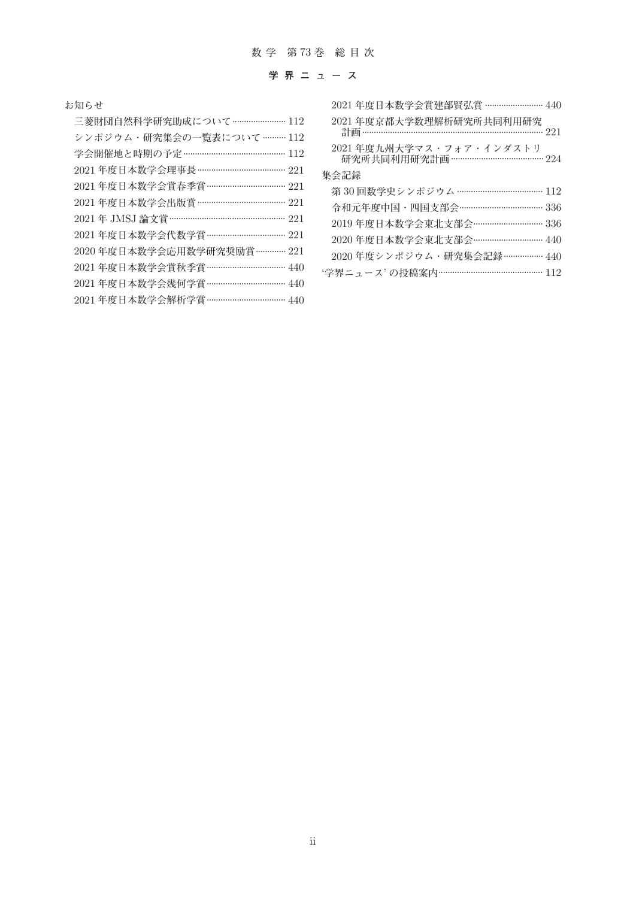# 数 学　第 73 巻　総 目 次

## 学 界 ニ ュ ー ス

お知らせ

- 三菱財団自然科学研究助成について ………………… 112
- シンポジウム・研究集会の一覧表について ……… 112
- 学会開催地と時期の予定 ……………………………… 112
- 2021 年度日本数学会理事長 …………………………… 221
- 2021 年度日本数学会賞春季賞 ………………………… 221
- 2021 年度日本数学会出版賞 …………………………… 221
- 2021 年 JMSJ 論文賞 …………………………………… 221
- 2021 年度日本数学会代数学賞 ………………………… 221
- 2020 年度日本数学会応用数学研究奨励賞 ………… 221
- 2021 年度日本数学会賞秋季賞 ………………………… 440
- 2021 年度日本数学会幾何学賞 ………………………… 440
- 2021 年度日本数学会解析学賞 ………………………… 440
- 2021 年度日本数学会賞建部賢弘賞 …………………… 440
- 2021 年度京都大学数理解析研究所共同利用研究計画 ………………………………………………………… 221
- 2021 年度九州大学マス・フォア・インダストリ研究所共同利用研究計画 ………………………………… 224

集会記録

- 第 30 回数学史シンポジウム ………………………… 112
- 令和元年度中国・四国支部会 ………………………… 336
- 2019 年度日本数学会東北支部会 ……………………… 336
- 2020 年度日本数学会東北支部会 ……………………… 440
- 2020 年度シンポジウム・研究集会記録 …………… 440

‘学界ニュース’ の投稿案内 ……………………………… 112